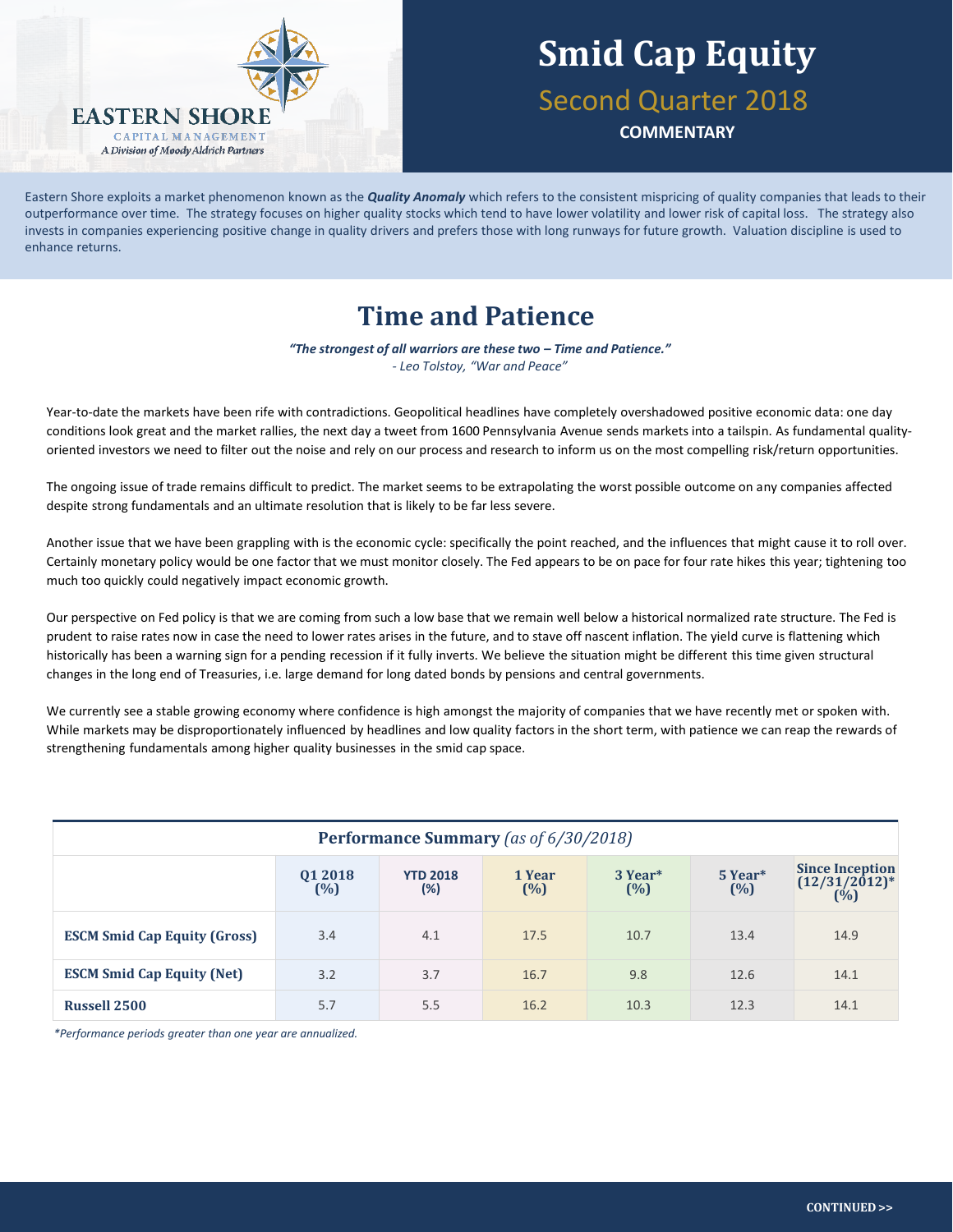EASTERN SHORE
CAPITAL MANAGEMENT
*A Division of Moody Aldrich Partners*

# Smid Cap Equity

## Second Quarter 2018

**COMMENTARY**

Eastern Shore exploits a market phenomenon known as the ***Quality Anomaly*** which refers to the consistent mispricing of quality companies that leads to their outperformance over time. The strategy focuses on higher quality stocks which tend to have lower volatility and lower risk of capital loss. The strategy also invests in companies experiencing positive change in quality drivers and prefers those with long runways for future growth. Valuation discipline is used to enhance returns.

## Time and Patience

***"The strongest of all warriors are these two – Time and Patience."***
*- Leo Tolstoy, "War and Peace"*

Year-to-date the markets have been rife with contradictions. Geopolitical headlines have completely overshadowed positive economic data: one day conditions look great and the market rallies, the next day a tweet from 1600 Pennsylvania Avenue sends markets into a tailspin. As fundamental quality-oriented investors we need to filter out the noise and rely on our process and research to inform us on the most compelling risk/return opportunities.

The ongoing issue of trade remains difficult to predict. The market seems to be extrapolating the worst possible outcome on any companies affected despite strong fundamentals and an ultimate resolution that is likely to be far less severe.

Another issue that we have been grappling with is the economic cycle: specifically the point reached, and the influences that might cause it to roll over. Certainly monetary policy would be one factor that we must monitor closely. The Fed appears to be on pace for four rate hikes this year; tightening too much too quickly could negatively impact economic growth.

Our perspective on Fed policy is that we are coming from such a low base that we remain well below a historical normalized rate structure. The Fed is prudent to raise rates now in case the need to lower rates arises in the future, and to stave off nascent inflation. The yield curve is flattening which historically has been a warning sign for a pending recession if it fully inverts. We believe the situation might be different this time given structural changes in the long end of Treasuries, i.e. large demand for long dated bonds by pensions and central governments.

We currently see a stable growing economy where confidence is high amongst the majority of companies that we have recently met or spoken with. While markets may be disproportionately influenced by headlines and low quality factors in the short term, with patience we can reap the rewards of strengthening fundamentals among higher quality businesses in the smid cap space.

**Performance Summary** *(as of 6/30/2018)*

| | Q1 2018 (%) | YTD 2018 (%) | 1 Year (%) | 3 Year* (%) | 5 Year* (%) | Since Inception (12/31/2012)* (%) |
|---|---|---|---|---|---|---|
| **ESCM Smid Cap Equity (Gross)** | 3.4 | 4.1 | 17.5 | 10.7 | 13.4 | 14.9 |
| **ESCM Smid Cap Equity (Net)** | 3.2 | 3.7 | 16.7 | 9.8 | 12.6 | 14.1 |
| **Russell 2500** | 5.7 | 5.5 | 16.2 | 10.3 | 12.3 | 14.1 |

*\*Performance periods greater than one year are annualized.*

**CONTINUED >>**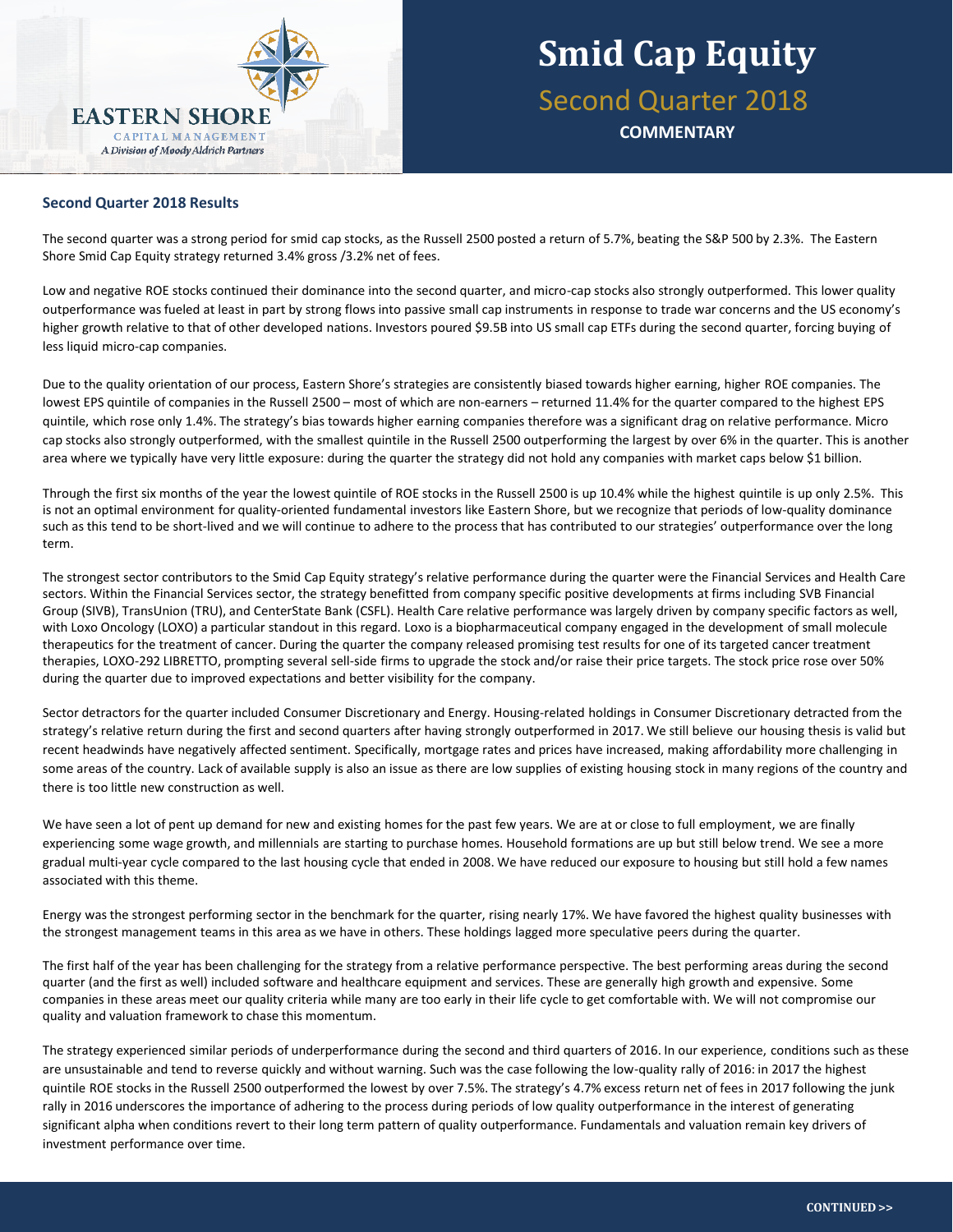# Smid Cap Equity

## Second Quarter 2018

**COMMENTARY**

### Second Quarter 2018 Results

The second quarter was a strong period for smid cap stocks, as the Russell 2500 posted a return of 5.7%, beating the S&P 500 by 2.3%. The Eastern Shore Smid Cap Equity strategy returned 3.4% gross /3.2% net of fees.

Low and negative ROE stocks continued their dominance into the second quarter, and micro-cap stocks also strongly outperformed. This lower quality outperformance was fueled at least in part by strong flows into passive small cap instruments in response to trade war concerns and the US economy's higher growth relative to that of other developed nations. Investors poured $9.5B into US small cap ETFs during the second quarter, forcing buying of less liquid micro-cap companies.

Due to the quality orientation of our process, Eastern Shore's strategies are consistently biased towards higher earning, higher ROE companies. The lowest EPS quintile of companies in the Russell 2500 – most of which are non-earners – returned 11.4% for the quarter compared to the highest EPS quintile, which rose only 1.4%. The strategy's bias towards higher earning companies therefore was a significant drag on relative performance. Micro cap stocks also strongly outperformed, with the smallest quintile in the Russell 2500 outperforming the largest by over 6% in the quarter. This is another area where we typically have very little exposure: during the quarter the strategy did not hold any companies with market caps below $1 billion.

Through the first six months of the year the lowest quintile of ROE stocks in the Russell 2500 is up 10.4% while the highest quintile is up only 2.5%. This is not an optimal environment for quality-oriented fundamental investors like Eastern Shore, but we recognize that periods of low-quality dominance such as this tend to be short-lived and we will continue to adhere to the process that has contributed to our strategies' outperformance over the long term.

The strongest sector contributors to the Smid Cap Equity strategy's relative performance during the quarter were the Financial Services and Health Care sectors. Within the Financial Services sector, the strategy benefitted from company specific positive developments at firms including SVB Financial Group (SIVB), TransUnion (TRU), and CenterState Bank (CSFL). Health Care relative performance was largely driven by company specific factors as well, with Loxo Oncology (LOXO) a particular standout in this regard. Loxo is a biopharmaceutical company engaged in the development of small molecule therapeutics for the treatment of cancer. During the quarter the company released promising test results for one of its targeted cancer treatment therapies, LOXO-292 LIBRETTO, prompting several sell-side firms to upgrade the stock and/or raise their price targets. The stock price rose over 50% during the quarter due to improved expectations and better visibility for the company.

Sector detractors for the quarter included Consumer Discretionary and Energy. Housing-related holdings in Consumer Discretionary detracted from the strategy's relative return during the first and second quarters after having strongly outperformed in 2017. We still believe our housing thesis is valid but recent headwinds have negatively affected sentiment. Specifically, mortgage rates and prices have increased, making affordability more challenging in some areas of the country. Lack of available supply is also an issue as there are low supplies of existing housing stock in many regions of the country and there is too little new construction as well.

We have seen a lot of pent up demand for new and existing homes for the past few years. We are at or close to full employment, we are finally experiencing some wage growth, and millennials are starting to purchase homes. Household formations are up but still below trend. We see a more gradual multi-year cycle compared to the last housing cycle that ended in 2008. We have reduced our exposure to housing but still hold a few names associated with this theme.

Energy was the strongest performing sector in the benchmark for the quarter, rising nearly 17%. We have favored the highest quality businesses with the strongest management teams in this area as we have in others. These holdings lagged more speculative peers during the quarter.

The first half of the year has been challenging for the strategy from a relative performance perspective. The best performing areas during the second quarter (and the first as well) included software and healthcare equipment and services. These are generally high growth and expensive. Some companies in these areas meet our quality criteria while many are too early in their life cycle to get comfortable with. We will not compromise our quality and valuation framework to chase this momentum.

The strategy experienced similar periods of underperformance during the second and third quarters of 2016. In our experience, conditions such as these are unsustainable and tend to reverse quickly and without warning. Such was the case following the low-quality rally of 2016: in 2017 the highest quintile ROE stocks in the Russell 2500 outperformed the lowest by over 7.5%. The strategy's 4.7% excess return net of fees in 2017 following the junk rally in 2016 underscores the importance of adhering to the process during periods of low quality outperformance in the interest of generating significant alpha when conditions revert to their long term pattern of quality outperformance. Fundamentals and valuation remain key drivers of investment performance over time.

CONTINUED >>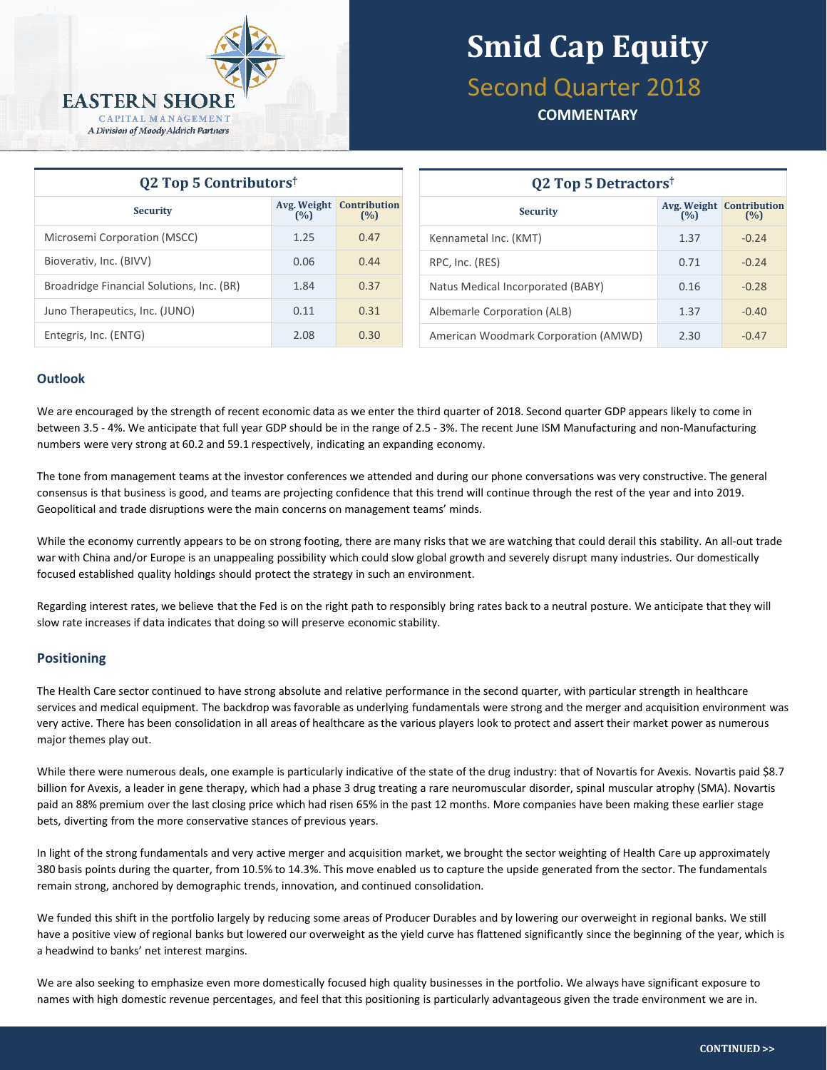EASTERN SHORE
CAPITAL MANAGEMENT
*A Division of Moody Aldrich Partners*

# Smid Cap Equity

## Second Quarter 2018

**COMMENTARY**

### Q2 Top 5 Contributors†

| Security | Avg. Weight (%) | Contribution (%) |
|---|---|---|
| Microsemi Corporation (MSCC) | 1.25 | 0.47 |
| Bioverativ, Inc. (BIVV) | 0.06 | 0.44 |
| Broadridge Financial Solutions, Inc. (BR) | 1.84 | 0.37 |
| Juno Therapeutics, Inc. (JUNO) | 0.11 | 0.31 |
| Entegris, Inc. (ENTG) | 2.08 | 0.30 |

### Q2 Top 5 Detractors†

| Security | Avg. Weight (%) | Contribution (%) |
|---|---|---|
| Kennametal Inc. (KMT) | 1.37 | -0.24 |
| RPC, Inc. (RES) | 0.71 | -0.24 |
| Natus Medical Incorporated (BABY) | 0.16 | -0.28 |
| Albemarle Corporation (ALB) | 1.37 | -0.40 |
| American Woodmark Corporation (AMWD) | 2.30 | -0.47 |

### Outlook

We are encouraged by the strength of recent economic data as we enter the third quarter of 2018. Second quarter GDP appears likely to come in between 3.5 - 4%. We anticipate that full year GDP should be in the range of 2.5 - 3%. The recent June ISM Manufacturing and non-Manufacturing numbers were very strong at 60.2 and 59.1 respectively, indicating an expanding economy.

The tone from management teams at the investor conferences we attended and during our phone conversations was very constructive. The general consensus is that business is good, and teams are projecting confidence that this trend will continue through the rest of the year and into 2019. Geopolitical and trade disruptions were the main concerns on management teams' minds.

While the economy currently appears to be on strong footing, there are many risks that we are watching that could derail this stability. An all-out trade war with China and/or Europe is an unappealing possibility which could slow global growth and severely disrupt many industries. Our domestically focused established quality holdings should protect the strategy in such an environment.

Regarding interest rates, we believe that the Fed is on the right path to responsibly bring rates back to a neutral posture. We anticipate that they will slow rate increases if data indicates that doing so will preserve economic stability.

### Positioning

The Health Care sector continued to have strong absolute and relative performance in the second quarter, with particular strength in healthcare services and medical equipment. The backdrop was favorable as underlying fundamentals were strong and the merger and acquisition environment was very active. There has been consolidation in all areas of healthcare as the various players look to protect and assert their market power as numerous major themes play out.

While there were numerous deals, one example is particularly indicative of the state of the drug industry: that of Novartis for Avexis. Novartis paid $8.7 billion for Avexis, a leader in gene therapy, which had a phase 3 drug treating a rare neuromuscular disorder, spinal muscular atrophy (SMA). Novartis paid an 88% premium over the last closing price which had risen 65% in the past 12 months. More companies have been making these earlier stage bets, diverting from the more conservative stances of previous years.

In light of the strong fundamentals and very active merger and acquisition market, we brought the sector weighting of Health Care up approximately 380 basis points during the quarter, from 10.5% to 14.3%. This move enabled us to capture the upside generated from the sector. The fundamentals remain strong, anchored by demographic trends, innovation, and continued consolidation.

We funded this shift in the portfolio largely by reducing some areas of Producer Durables and by lowering our overweight in regional banks. We still have a positive view of regional banks but lowered our overweight as the yield curve has flattened significantly since the beginning of the year, which is a headwind to banks' net interest margins.

We are also seeking to emphasize even more domestically focused high quality businesses in the portfolio. We always have significant exposure to names with high domestic revenue percentages, and feel that this positioning is particularly advantageous given the trade environment we are in.

CONTINUED >>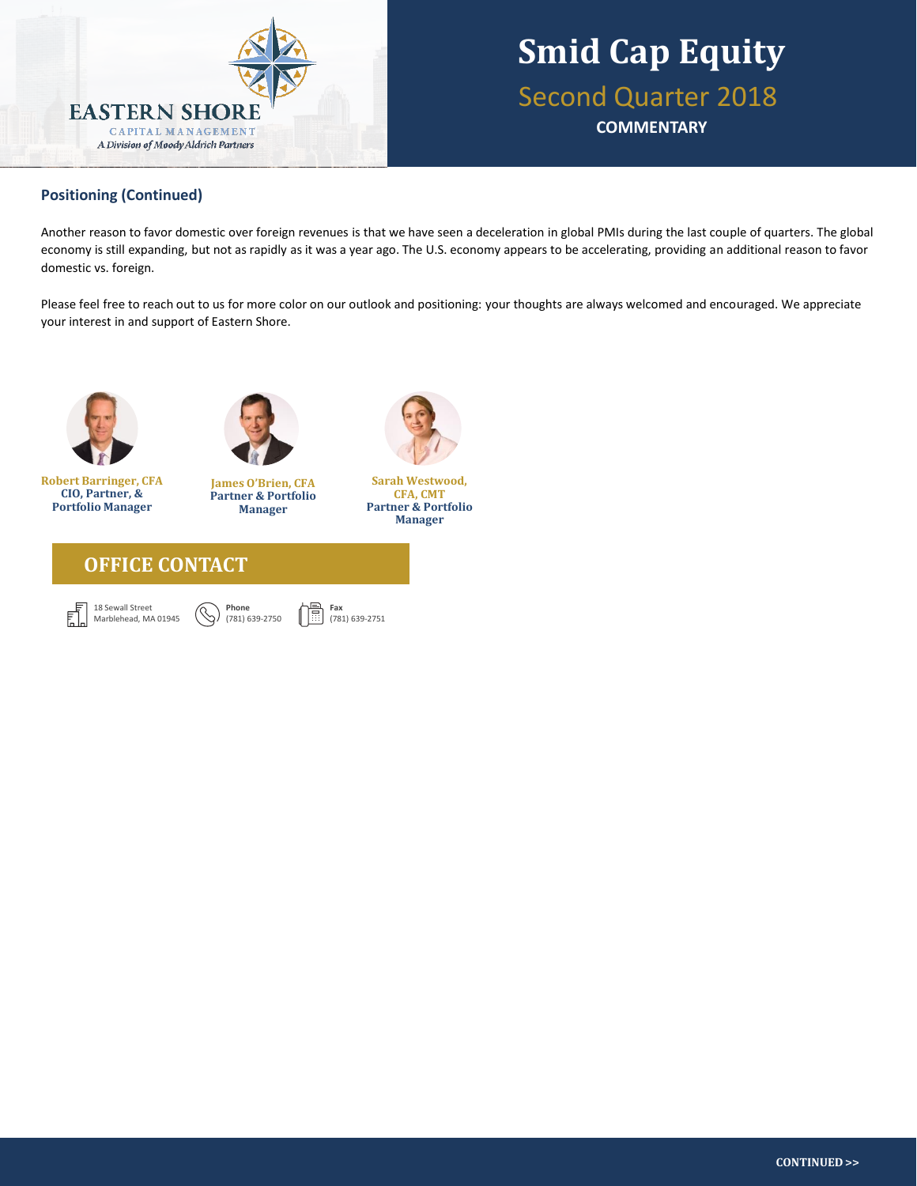## Positioning (Continued)

Another reason to favor domestic over foreign revenues is that we have seen a deceleration in global PMIs during the last couple of quarters. The global economy is still expanding, but not as rapidly as it was a year ago. The U.S. economy appears to be accelerating, providing an additional reason to favor domestic vs. foreign.

Please feel free to reach out to us for more color on our outlook and positioning: your thoughts are always welcomed and encouraged. We appreciate your interest in and support of Eastern Shore.

**Robert Barringer, CFA**
**CIO, Partner, & Portfolio Manager**

**James O'Brien, CFA**
**Partner & Portfolio Manager**

**Sarah Westwood, CFA, CMT**
**Partner & Portfolio Manager**

## OFFICE CONTACT

18 Sewall Street
Marblehead, MA 01945

**Phone**
(781) 639-2750

**Fax**
(781) 639-2751

**CONTINUED >>**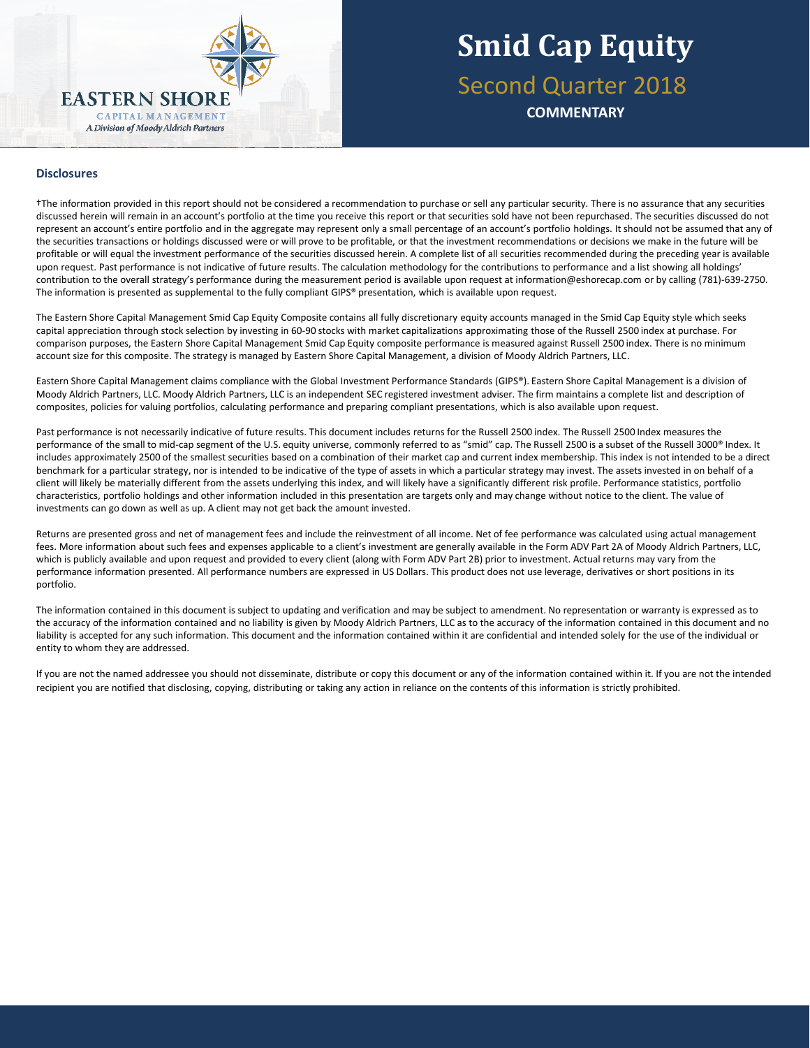# Smid Cap Equity

## Second Quarter 2018

**COMMENTARY**

### Disclosures

†The information provided in this report should not be considered a recommendation to purchase or sell any particular security. There is no assurance that any securities discussed herein will remain in an account's portfolio at the time you receive this report or that securities sold have not been repurchased. The securities discussed do not represent an account's entire portfolio and in the aggregate may represent only a small percentage of an account's portfolio holdings. It should not be assumed that any of the securities transactions or holdings discussed were or will prove to be profitable, or that the investment recommendations or decisions we make in the future will be profitable or will equal the investment performance of the securities discussed herein. A complete list of all securities recommended during the preceding year is available upon request. Past performance is not indicative of future results. The calculation methodology for the contributions to performance and a list showing all holdings' contribution to the overall strategy's performance during the measurement period is available upon request at information@eshorecap.com or by calling (781)-639-2750. The information is presented as supplemental to the fully compliant GIPS® presentation, which is available upon request.

The Eastern Shore Capital Management Smid Cap Equity Composite contains all fully discretionary equity accounts managed in the Smid Cap Equity style which seeks capital appreciation through stock selection by investing in 60-90 stocks with market capitalizations approximating those of the Russell 2500 index at purchase. For comparison purposes, the Eastern Shore Capital Management Smid Cap Equity composite performance is measured against Russell 2500 index. There is no minimum account size for this composite. The strategy is managed by Eastern Shore Capital Management, a division of Moody Aldrich Partners, LLC.

Eastern Shore Capital Management claims compliance with the Global Investment Performance Standards (GIPS®). Eastern Shore Capital Management is a division of Moody Aldrich Partners, LLC. Moody Aldrich Partners, LLC is an independent SEC registered investment adviser. The firm maintains a complete list and description of composites, policies for valuing portfolios, calculating performance and preparing compliant presentations, which is also available upon request.

Past performance is not necessarily indicative of future results. This document includes returns for the Russell 2500 index. The Russell 2500 Index measures the performance of the small to mid-cap segment of the U.S. equity universe, commonly referred to as "smid" cap. The Russell 2500 is a subset of the Russell 3000® Index. It includes approximately 2500 of the smallest securities based on a combination of their market cap and current index membership. This index is not intended to be a direct benchmark for a particular strategy, nor is intended to be indicative of the type of assets in which a particular strategy may invest. The assets invested in on behalf of a client will likely be materially different from the assets underlying this index, and will likely have a significantly different risk profile. Performance statistics, portfolio characteristics, portfolio holdings and other information included in this presentation are targets only and may change without notice to the client. The value of investments can go down as well as up. A client may not get back the amount invested.

Returns are presented gross and net of management fees and include the reinvestment of all income. Net of fee performance was calculated using actual management fees. More information about such fees and expenses applicable to a client's investment are generally available in the Form ADV Part 2A of Moody Aldrich Partners, LLC, which is publicly available and upon request and provided to every client (along with Form ADV Part 2B) prior to investment. Actual returns may vary from the performance information presented. All performance numbers are expressed in US Dollars. This product does not use leverage, derivatives or short positions in its portfolio.

The information contained in this document is subject to updating and verification and may be subject to amendment. No representation or warranty is expressed as to the accuracy of the information contained and no liability is given by Moody Aldrich Partners, LLC as to the accuracy of the information contained in this document and no liability is accepted for any such information. This document and the information contained within it are confidential and intended solely for the use of the individual or entity to whom they are addressed.

If you are not the named addressee you should not disseminate, distribute or copy this document or any of the information contained within it. If you are not the intended recipient you are notified that disclosing, copying, distributing or taking any action in reliance on the contents of this information is strictly prohibited.